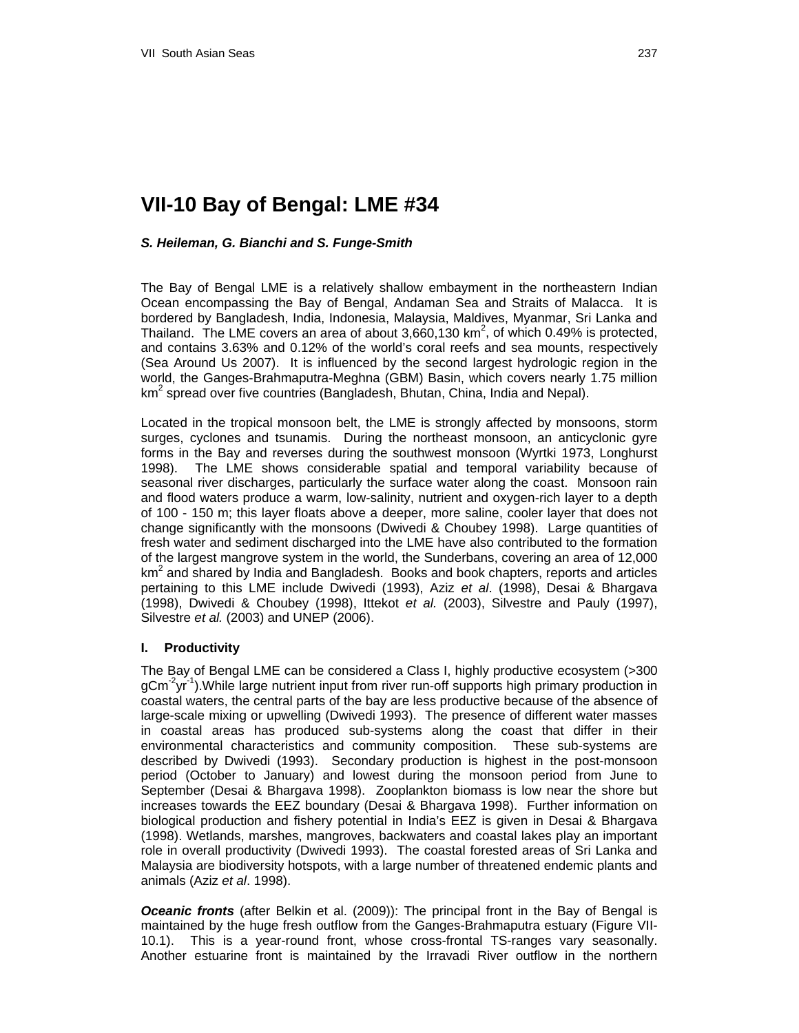# VII-10 Bay of Bengal: LME #34

***S. Heileman, G. Bianchi and S. Funge-Smith***

The Bay of Bengal LME is a relatively shallow embayment in the northeastern Indian Ocean encompassing the Bay of Bengal, Andaman Sea and Straits of Malacca. It is bordered by Bangladesh, India, Indonesia, Malaysia, Maldives, Myanmar, Sri Lanka and Thailand. The LME covers an area of about 3,660,130 $km^2$, of which 0.49% is protected, and contains 3.63% and 0.12% of the world's coral reefs and sea mounts, respectively (Sea Around Us 2007). It is influenced by the second largest hydrologic region in the world, the Ganges-Brahmaputra-Meghna (GBM) Basin, which covers nearly 1.75 million $km^2$ spread over five countries (Bangladesh, Bhutan, China, India and Nepal).

Located in the tropical monsoon belt, the LME is strongly affected by monsoons, storm surges, cyclones and tsunamis. During the northeast monsoon, an anticyclonic gyre forms in the Bay and reverses during the southwest monsoon (Wyrtki 1973, Longhurst 1998). The LME shows considerable spatial and temporal variability because of seasonal river discharges, particularly the surface water along the coast. Monsoon rain and flood waters produce a warm, low-salinity, nutrient and oxygen-rich layer to a depth of 100 - 150 m; this layer floats above a deeper, more saline, cooler layer that does not change significantly with the monsoons (Dwivedi & Choubey 1998). Large quantities of fresh water and sediment discharged into the LME have also contributed to the formation of the largest mangrove system in the world, the Sunderbans, covering an area of 12,000 $km^2$ and shared by India and Bangladesh. Books and book chapters, reports and articles pertaining to this LME include Dwivedi (1993), Aziz *et al*. (1998), Desai & Bhargava (1998), Dwivedi & Choubey (1998), Ittekot *et al.* (2003), Silvestre and Pauly (1997), Silvestre *et al.* (2003) and UNEP (2006).

## I. Productivity

The Bay of Bengal LME can be considered a Class I, highly productive ecosystem (>300 $gCm^{-2}yr^{-1}$).While large nutrient input from river run-off supports high primary production in coastal waters, the central parts of the bay are less productive because of the absence of large-scale mixing or upwelling (Dwivedi 1993). The presence of different water masses in coastal areas has produced sub-systems along the coast that differ in their environmental characteristics and community composition. These sub-systems are described by Dwivedi (1993). Secondary production is highest in the post-monsoon period (October to January) and lowest during the monsoon period from June to September (Desai & Bhargava 1998). Zooplankton biomass is low near the shore but increases towards the EEZ boundary (Desai & Bhargava 1998). Further information on biological production and fishery potential in India's EEZ is given in Desai & Bhargava (1998). Wetlands, marshes, mangroves, backwaters and coastal lakes play an important role in overall productivity (Dwivedi 1993). The coastal forested areas of Sri Lanka and Malaysia are biodiversity hotspots, with a large number of threatened endemic plants and animals (Aziz *et al*. 1998).

***Oceanic fronts*** (after Belkin et al. (2009)): The principal front in the Bay of Bengal is maintained by the huge fresh outflow from the Ganges-Brahmaputra estuary (Figure VII-10.1). This is a year-round front, whose cross-frontal TS-ranges vary seasonally. Another estuarine front is maintained by the Irravadi River outflow in the northern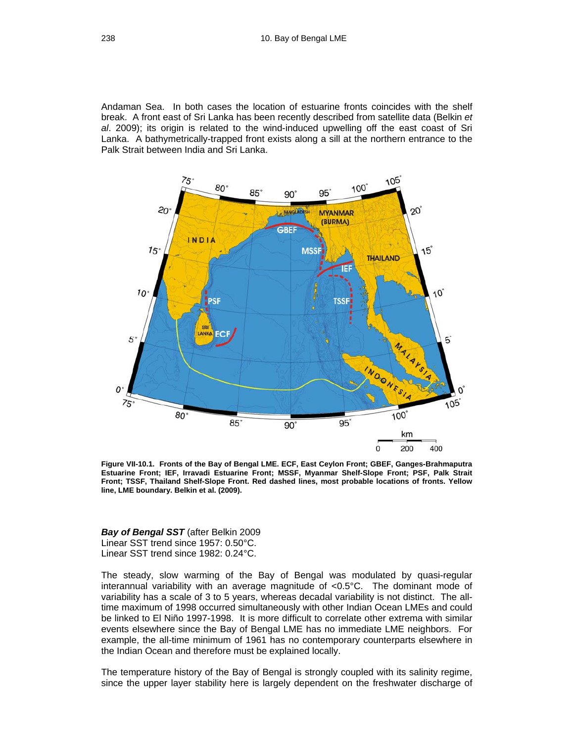Andaman Sea. In both cases the location of estuarine fronts coincides with the shelf break. A front east of Sri Lanka has been recently described from satellite data (Belkin *et al*. 2009); its origin is related to the wind-induced upwelling off the east coast of Sri Lanka. A bathymetrically-trapped front exists along a sill at the northern entrance to the Palk Strait between India and Sri Lanka.

**Figure VII-10.1. Fronts of the Bay of Bengal LME. ECF, East Ceylon Front; GBEF, Ganges-Brahmaputra Estuarine Front; IEF, Irravadi Estuarine Front; MSSF, Myanmar Shelf-Slope Front; PSF, Palk Strait Front; TSSF, Thailand Shelf-Slope Front. Red dashed lines, most probable locations of fronts. Yellow line, LME boundary. Belkin et al. (2009).**

***Bay of Bengal SST*** (after Belkin 2009
Linear SST trend since 1957: 0.50°C.
Linear SST trend since 1982: 0.24°C.

The steady, slow warming of the Bay of Bengal was modulated by quasi-regular interannual variability with an average magnitude of <0.5°C. The dominant mode of variability has a scale of 3 to 5 years, whereas decadal variability is not distinct. The all-time maximum of 1998 occurred simultaneously with other Indian Ocean LMEs and could be linked to El Niño 1997-1998. It is more difficult to correlate other extrema with similar events elsewhere since the Bay of Bengal LME has no immediate LME neighbors. For example, the all-time minimum of 1961 has no contemporary counterparts elsewhere in the Indian Ocean and therefore must be explained locally.

The temperature history of the Bay of Bengal is strongly coupled with its salinity regime, since the upper layer stability here is largely dependent on the freshwater discharge of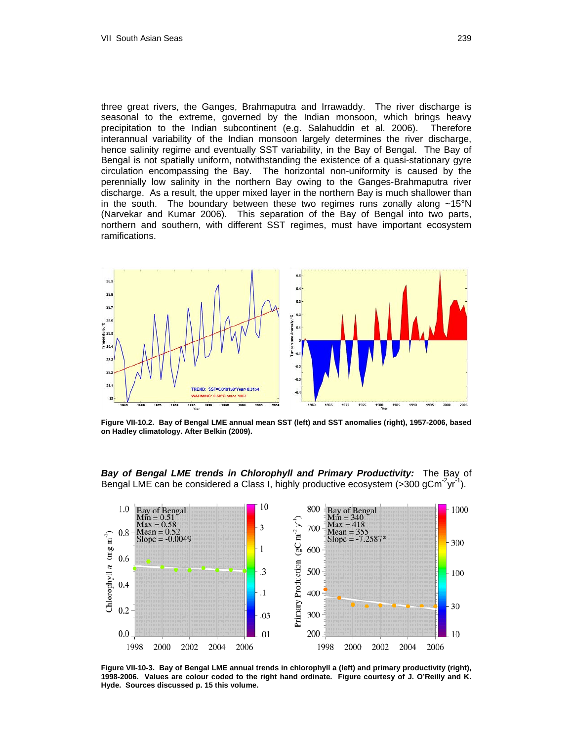three great rivers, the Ganges, Brahmaputra and Irrawaddy. The river discharge is seasonal to the extreme, governed by the Indian monsoon, which brings heavy precipitation to the Indian subcontinent (e.g. Salahuddin et al. 2006). Therefore interannual variability of the Indian monsoon largely determines the river discharge, hence salinity regime and eventually SST variability, in the Bay of Bengal. The Bay of Bengal is not spatially uniform, notwithstanding the existence of a quasi-stationary gyre circulation encompassing the Bay. The horizontal non-uniformity is caused by the perennially low salinity in the northern Bay owing to the Ganges-Brahmaputra river discharge. As a result, the upper mixed layer in the northern Bay is much shallower than in the south. The boundary between these two regimes runs zonally along ~15°N (Narvekar and Kumar 2006). This separation of the Bay of Bengal into two parts, northern and southern, with different SST regimes, must have important ecosystem ramifications.

**Figure VII-10.2. Bay of Bengal LME annual mean SST (left) and SST anomalies (right), 1957-2006, based on Hadley climatology. After Belkin (2009).**

***Bay of Bengal LME trends in Chlorophyll and Primary Productivity:*** The Bay of Bengal LME can be considered a Class I, highly productive ecosystem (>300 gCm$^{-2}$yr$^{-1}$).

**Figure VII-10-3. Bay of Bengal LME annual trends in chlorophyll a (left) and primary productivity (right), 1998-2006. Values are colour coded to the right hand ordinate. Figure courtesy of J. O'Reilly and K. Hyde. Sources discussed p. 15 this volume.**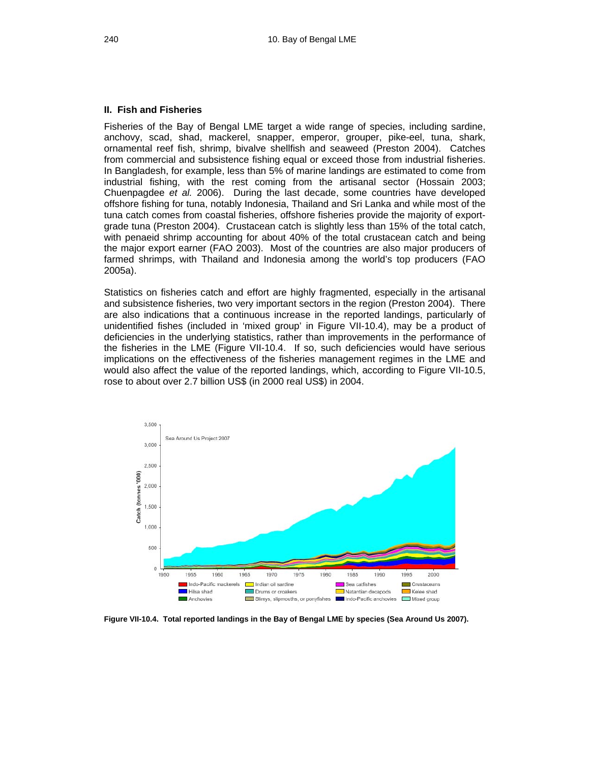## II. Fish and Fisheries

Fisheries of the Bay of Bengal LME target a wide range of species, including sardine, anchovy, scad, shad, mackerel, snapper, emperor, grouper, pike-eel, tuna, shark, ornamental reef fish, shrimp, bivalve shellfish and seaweed (Preston 2004). Catches from commercial and subsistence fishing equal or exceed those from industrial fisheries. In Bangladesh, for example, less than 5% of marine landings are estimated to come from industrial fishing, with the rest coming from the artisanal sector (Hossain 2003; Chuenpagdee *et al.* 2006). During the last decade, some countries have developed offshore fishing for tuna, notably Indonesia, Thailand and Sri Lanka and while most of the tuna catch comes from coastal fisheries, offshore fisheries provide the majority of export-grade tuna (Preston 2004). Crustacean catch is slightly less than 15% of the total catch, with penaeid shrimp accounting for about 40% of the total crustacean catch and being the major export earner (FAO 2003). Most of the countries are also major producers of farmed shrimps, with Thailand and Indonesia among the world's top producers (FAO 2005a).

Statistics on fisheries catch and effort are highly fragmented, especially in the artisanal and subsistence fisheries, two very important sectors in the region (Preston 2004). There are also indications that a continuous increase in the reported landings, particularly of unidentified fishes (included in 'mixed group' in Figure VII-10.4), may be a product of deficiencies in the underlying statistics, rather than improvements in the performance of the fisheries in the LME (Figure VII-10.4. If so, such deficiencies would have serious implications on the effectiveness of the fisheries management regimes in the LME and would also affect the value of the reported landings, which, according to Figure VII-10.5, rose to about over 2.7 billion US$ (in 2000 real US$) in 2004.

**Figure VII-10.4. Total reported landings in the Bay of Bengal LME by species (Sea Around Us 2007).**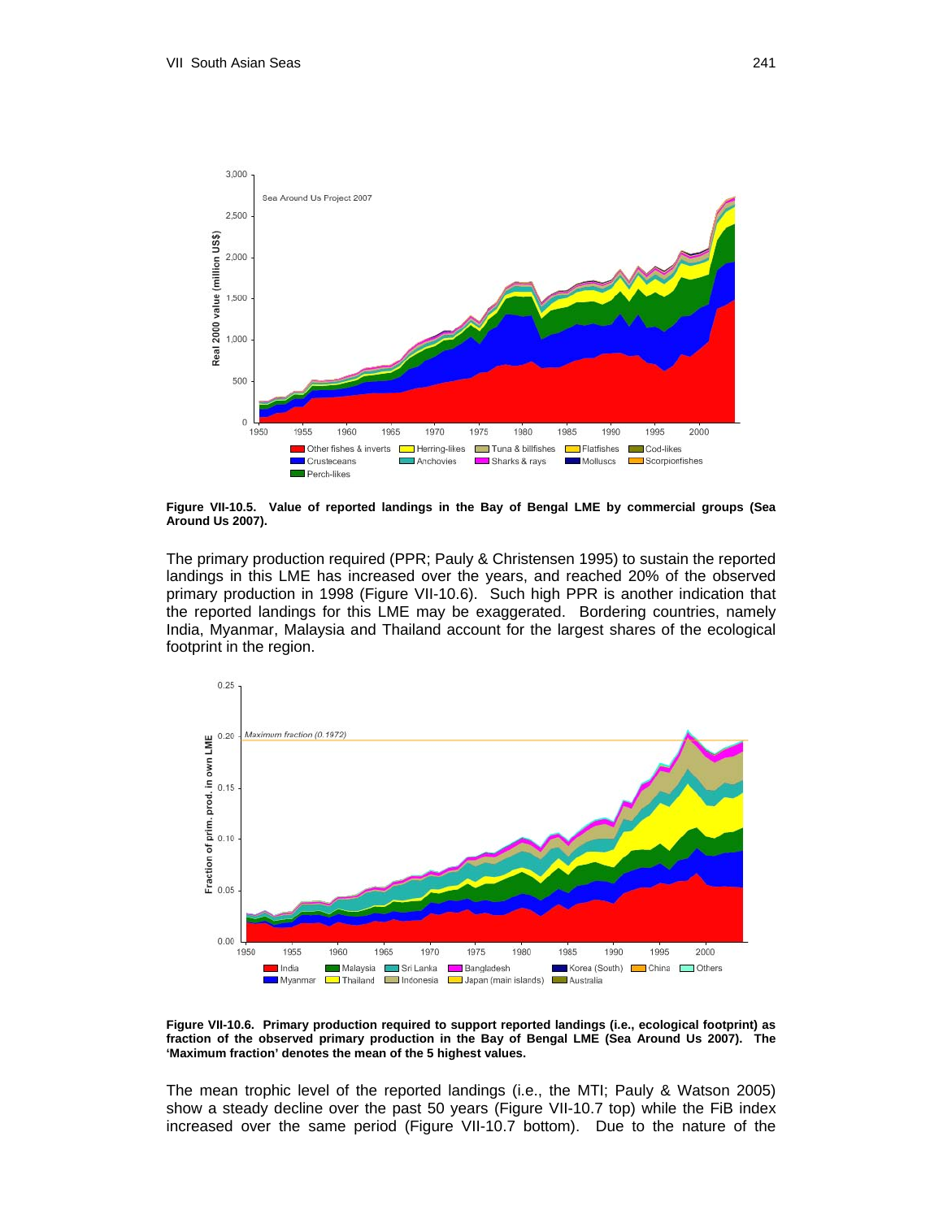**Figure VII-10.5. Value of reported landings in the Bay of Bengal LME by commercial groups (Sea Around Us 2007).**

The primary production required (PPR; Pauly & Christensen 1995) to sustain the reported landings in this LME has increased over the years, and reached 20% of the observed primary production in 1998 (Figure VII-10.6). Such high PPR is another indication that the reported landings for this LME may be exaggerated. Bordering countries, namely India, Myanmar, Malaysia and Thailand account for the largest shares of the ecological footprint in the region.

**Figure VII-10.6. Primary production required to support reported landings (i.e., ecological footprint) as fraction of the observed primary production in the Bay of Bengal LME (Sea Around Us 2007). The 'Maximum fraction' denotes the mean of the 5 highest values.**

The mean trophic level of the reported landings (i.e., the MTI; Pauly & Watson 2005) show a steady decline over the past 50 years (Figure VII-10.7 top) while the FiB index increased over the same period (Figure VII-10.7 bottom). Due to the nature of the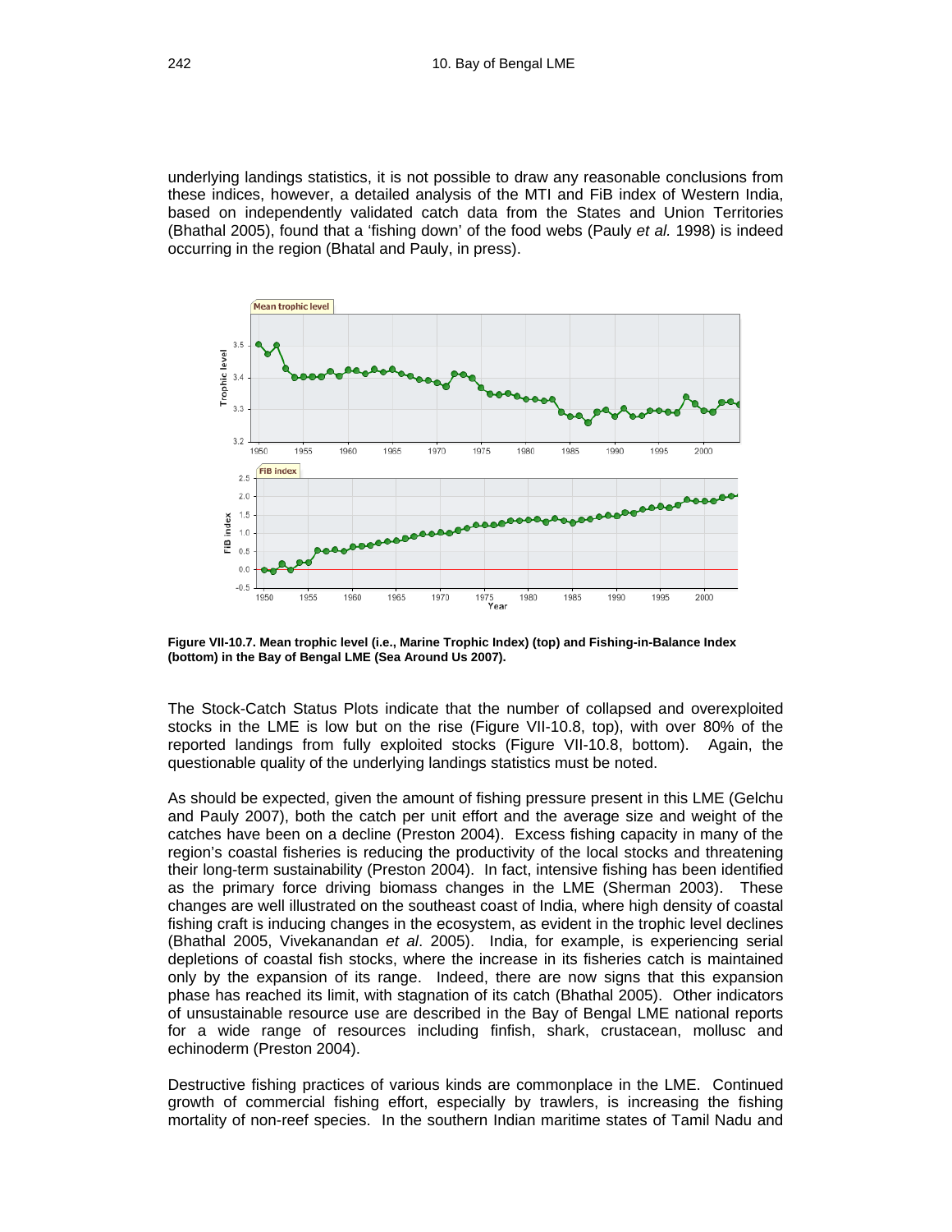underlying landings statistics, it is not possible to draw any reasonable conclusions from these indices, however, a detailed analysis of the MTI and FiB index of Western India, based on independently validated catch data from the States and Union Territories (Bhathal 2005), found that a 'fishing down' of the food webs (Pauly *et al.* 1998) is indeed occurring in the region (Bhatal and Pauly, in press).

**Figure VII-10.7. Mean trophic level (i.e., Marine Trophic Index) (top) and Fishing-in-Balance Index (bottom) in the Bay of Bengal LME (Sea Around Us 2007).**

The Stock-Catch Status Plots indicate that the number of collapsed and overexploited stocks in the LME is low but on the rise (Figure VII-10.8, top), with over 80% of the reported landings from fully exploited stocks (Figure VII-10.8, bottom). Again, the questionable quality of the underlying landings statistics must be noted.

As should be expected, given the amount of fishing pressure present in this LME (Gelchu and Pauly 2007), both the catch per unit effort and the average size and weight of the catches have been on a decline (Preston 2004). Excess fishing capacity in many of the region's coastal fisheries is reducing the productivity of the local stocks and threatening their long-term sustainability (Preston 2004). In fact, intensive fishing has been identified as the primary force driving biomass changes in the LME (Sherman 2003). These changes are well illustrated on the southeast coast of India, where high density of coastal fishing craft is inducing changes in the ecosystem, as evident in the trophic level declines (Bhathal 2005, Vivekanandan *et al*. 2005). India, for example, is experiencing serial depletions of coastal fish stocks, where the increase in its fisheries catch is maintained only by the expansion of its range. Indeed, there are now signs that this expansion phase has reached its limit, with stagnation of its catch (Bhathal 2005). Other indicators of unsustainable resource use are described in the Bay of Bengal LME national reports for a wide range of resources including finfish, shark, crustacean, mollusc and echinoderm (Preston 2004).

Destructive fishing practices of various kinds are commonplace in the LME. Continued growth of commercial fishing effort, especially by trawlers, is increasing the fishing mortality of non-reef species. In the southern Indian maritime states of Tamil Nadu and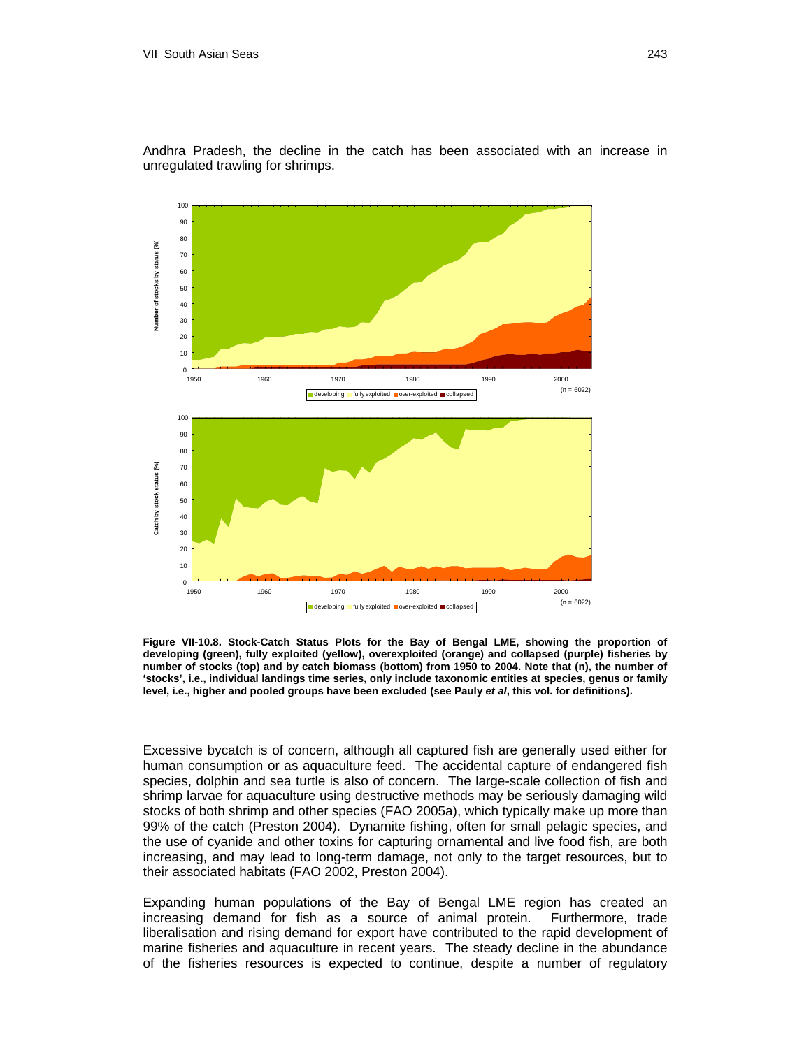Andhra Pradesh, the decline in the catch has been associated with an increase in unregulated trawling for shrimps.

**Figure VII-10.8. Stock-Catch Status Plots for the Bay of Bengal LME, showing the proportion of developing (green), fully exploited (yellow), overexploited (orange) and collapsed (purple) fisheries by number of stocks (top) and by catch biomass (bottom) from 1950 to 2004. Note that (n), the number of 'stocks', i.e., individual landings time series, only include taxonomic entities at species, genus or family level, i.e., higher and pooled groups have been excluded (see Pauly *et al*, this vol. for definitions).**

Excessive bycatch is of concern, although all captured fish are generally used either for human consumption or as aquaculture feed. The accidental capture of endangered fish species, dolphin and sea turtle is also of concern. The large-scale collection of fish and shrimp larvae for aquaculture using destructive methods may be seriously damaging wild stocks of both shrimp and other species (FAO 2005a), which typically make up more than 99% of the catch (Preston 2004). Dynamite fishing, often for small pelagic species, and the use of cyanide and other toxins for capturing ornamental and live food fish, are both increasing, and may lead to long-term damage, not only to the target resources, but to their associated habitats (FAO 2002, Preston 2004).

Expanding human populations of the Bay of Bengal LME region has created an increasing demand for fish as a source of animal protein. Furthermore, trade liberalisation and rising demand for export have contributed to the rapid development of marine fisheries and aquaculture in recent years. The steady decline in the abundance of the fisheries resources is expected to continue, despite a number of regulatory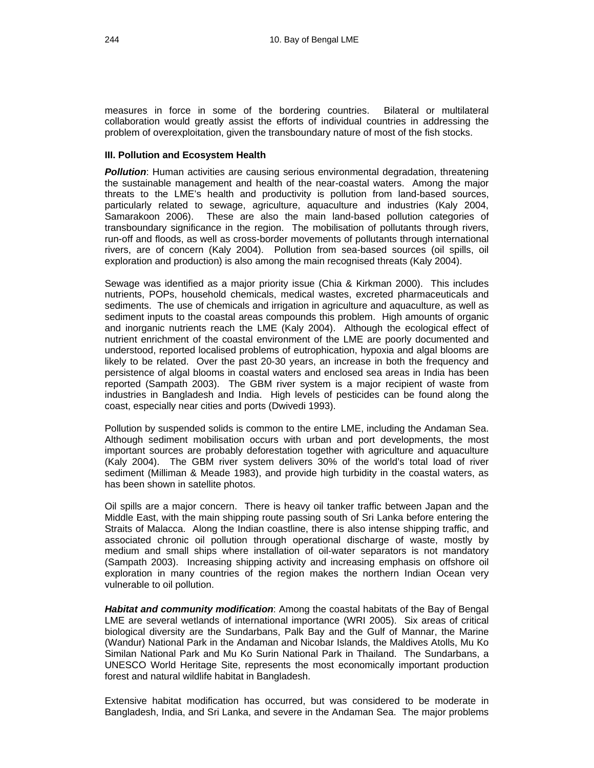measures in force in some of the bordering countries. Bilateral or multilateral collaboration would greatly assist the efforts of individual countries in addressing the problem of overexploitation, given the transboundary nature of most of the fish stocks.

### III. Pollution and Ecosystem Health

***Pollution***: Human activities are causing serious environmental degradation, threatening the sustainable management and health of the near-coastal waters. Among the major threats to the LME's health and productivity is pollution from land-based sources, particularly related to sewage, agriculture, aquaculture and industries (Kaly 2004, Samarakoon 2006). These are also the main land-based pollution categories of transboundary significance in the region. The mobilisation of pollutants through rivers, run-off and floods, as well as cross-border movements of pollutants through international rivers, are of concern (Kaly 2004). Pollution from sea-based sources (oil spills, oil exploration and production) is also among the main recognised threats (Kaly 2004).

Sewage was identified as a major priority issue (Chia & Kirkman 2000). This includes nutrients, POPs, household chemicals, medical wastes, excreted pharmaceuticals and sediments. The use of chemicals and irrigation in agriculture and aquaculture, as well as sediment inputs to the coastal areas compounds this problem. High amounts of organic and inorganic nutrients reach the LME (Kaly 2004). Although the ecological effect of nutrient enrichment of the coastal environment of the LME are poorly documented and understood, reported localised problems of eutrophication, hypoxia and algal blooms are likely to be related. Over the past 20-30 years, an increase in both the frequency and persistence of algal blooms in coastal waters and enclosed sea areas in India has been reported (Sampath 2003). The GBM river system is a major recipient of waste from industries in Bangladesh and India. High levels of pesticides can be found along the coast, especially near cities and ports (Dwivedi 1993).

Pollution by suspended solids is common to the entire LME, including the Andaman Sea. Although sediment mobilisation occurs with urban and port developments, the most important sources are probably deforestation together with agriculture and aquaculture (Kaly 2004). The GBM river system delivers 30% of the world's total load of river sediment (Milliman & Meade 1983), and provide high turbidity in the coastal waters, as has been shown in satellite photos.

Oil spills are a major concern. There is heavy oil tanker traffic between Japan and the Middle East, with the main shipping route passing south of Sri Lanka before entering the Straits of Malacca. Along the Indian coastline, there is also intense shipping traffic, and associated chronic oil pollution through operational discharge of waste, mostly by medium and small ships where installation of oil-water separators is not mandatory (Sampath 2003). Increasing shipping activity and increasing emphasis on offshore oil exploration in many countries of the region makes the northern Indian Ocean very vulnerable to oil pollution.

***Habitat and community modification***: Among the coastal habitats of the Bay of Bengal LME are several wetlands of international importance (WRI 2005). Six areas of critical biological diversity are the Sundarbans, Palk Bay and the Gulf of Mannar, the Marine (Wandur) National Park in the Andaman and Nicobar Islands, the Maldives Atolls, Mu Ko Similan National Park and Mu Ko Surin National Park in Thailand. The Sundarbans, a UNESCO World Heritage Site, represents the most economically important production forest and natural wildlife habitat in Bangladesh.

Extensive habitat modification has occurred, but was considered to be moderate in Bangladesh, India, and Sri Lanka, and severe in the Andaman Sea. The major problems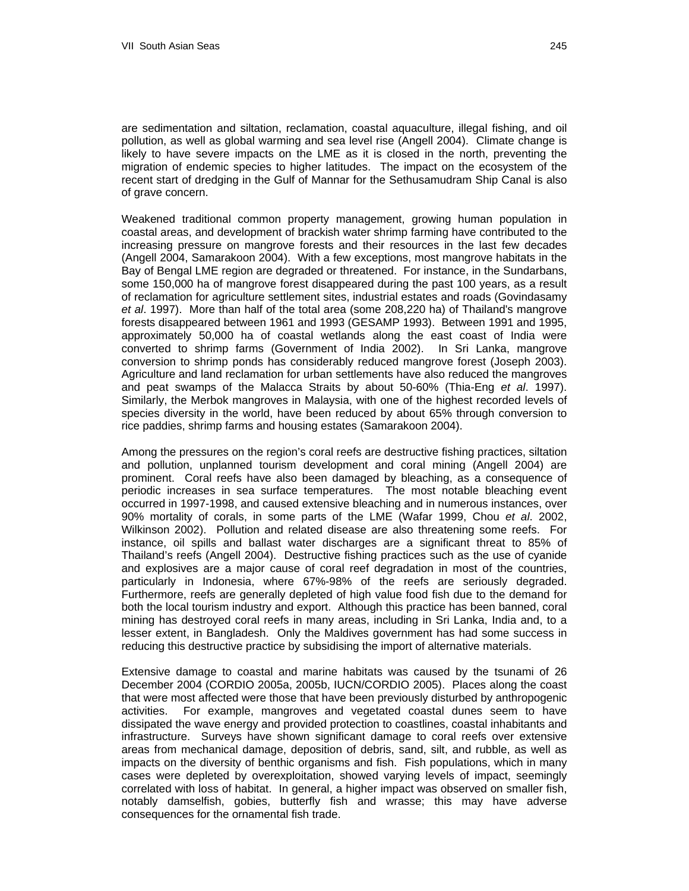are sedimentation and siltation, reclamation, coastal aquaculture, illegal fishing, and oil pollution, as well as global warming and sea level rise (Angell 2004). Climate change is likely to have severe impacts on the LME as it is closed in the north, preventing the migration of endemic species to higher latitudes. The impact on the ecosystem of the recent start of dredging in the Gulf of Mannar for the Sethusamudram Ship Canal is also of grave concern.

Weakened traditional common property management, growing human population in coastal areas, and development of brackish water shrimp farming have contributed to the increasing pressure on mangrove forests and their resources in the last few decades (Angell 2004, Samarakoon 2004). With a few exceptions, most mangrove habitats in the Bay of Bengal LME region are degraded or threatened. For instance, in the Sundarbans, some 150,000 ha of mangrove forest disappeared during the past 100 years, as a result of reclamation for agriculture settlement sites, industrial estates and roads (Govindasamy *et al*. 1997). More than half of the total area (some 208,220 ha) of Thailand's mangrove forests disappeared between 1961 and 1993 (GESAMP 1993). Between 1991 and 1995, approximately 50,000 ha of coastal wetlands along the east coast of India were converted to shrimp farms (Government of India 2002). In Sri Lanka, mangrove conversion to shrimp ponds has considerably reduced mangrove forest (Joseph 2003). Agriculture and land reclamation for urban settlements have also reduced the mangroves and peat swamps of the Malacca Straits by about 50-60% (Thia-Eng *et al*. 1997). Similarly, the Merbok mangroves in Malaysia, with one of the highest recorded levels of species diversity in the world, have been reduced by about 65% through conversion to rice paddies, shrimp farms and housing estates (Samarakoon 2004).

Among the pressures on the region's coral reefs are destructive fishing practices, siltation and pollution, unplanned tourism development and coral mining (Angell 2004) are prominent. Coral reefs have also been damaged by bleaching, as a consequence of periodic increases in sea surface temperatures. The most notable bleaching event occurred in 1997-1998, and caused extensive bleaching and in numerous instances, over 90% mortality of corals, in some parts of the LME (Wafar 1999, Chou *et al*. 2002, Wilkinson 2002). Pollution and related disease are also threatening some reefs. For instance, oil spills and ballast water discharges are a significant threat to 85% of Thailand's reefs (Angell 2004). Destructive fishing practices such as the use of cyanide and explosives are a major cause of coral reef degradation in most of the countries, particularly in Indonesia, where 67%-98% of the reefs are seriously degraded. Furthermore, reefs are generally depleted of high value food fish due to the demand for both the local tourism industry and export. Although this practice has been banned, coral mining has destroyed coral reefs in many areas, including in Sri Lanka, India and, to a lesser extent, in Bangladesh. Only the Maldives government has had some success in reducing this destructive practice by subsidising the import of alternative materials.

Extensive damage to coastal and marine habitats was caused by the tsunami of 26 December 2004 (CORDIO 2005a, 2005b, IUCN/CORDIO 2005). Places along the coast that were most affected were those that have been previously disturbed by anthropogenic activities. For example, mangroves and vegetated coastal dunes seem to have dissipated the wave energy and provided protection to coastlines, coastal inhabitants and infrastructure. Surveys have shown significant damage to coral reefs over extensive areas from mechanical damage, deposition of debris, sand, silt, and rubble, as well as impacts on the diversity of benthic organisms and fish. Fish populations, which in many cases were depleted by overexploitation, showed varying levels of impact, seemingly correlated with loss of habitat. In general, a higher impact was observed on smaller fish, notably damselfish, gobies, butterfly fish and wrasse; this may have adverse consequences for the ornamental fish trade.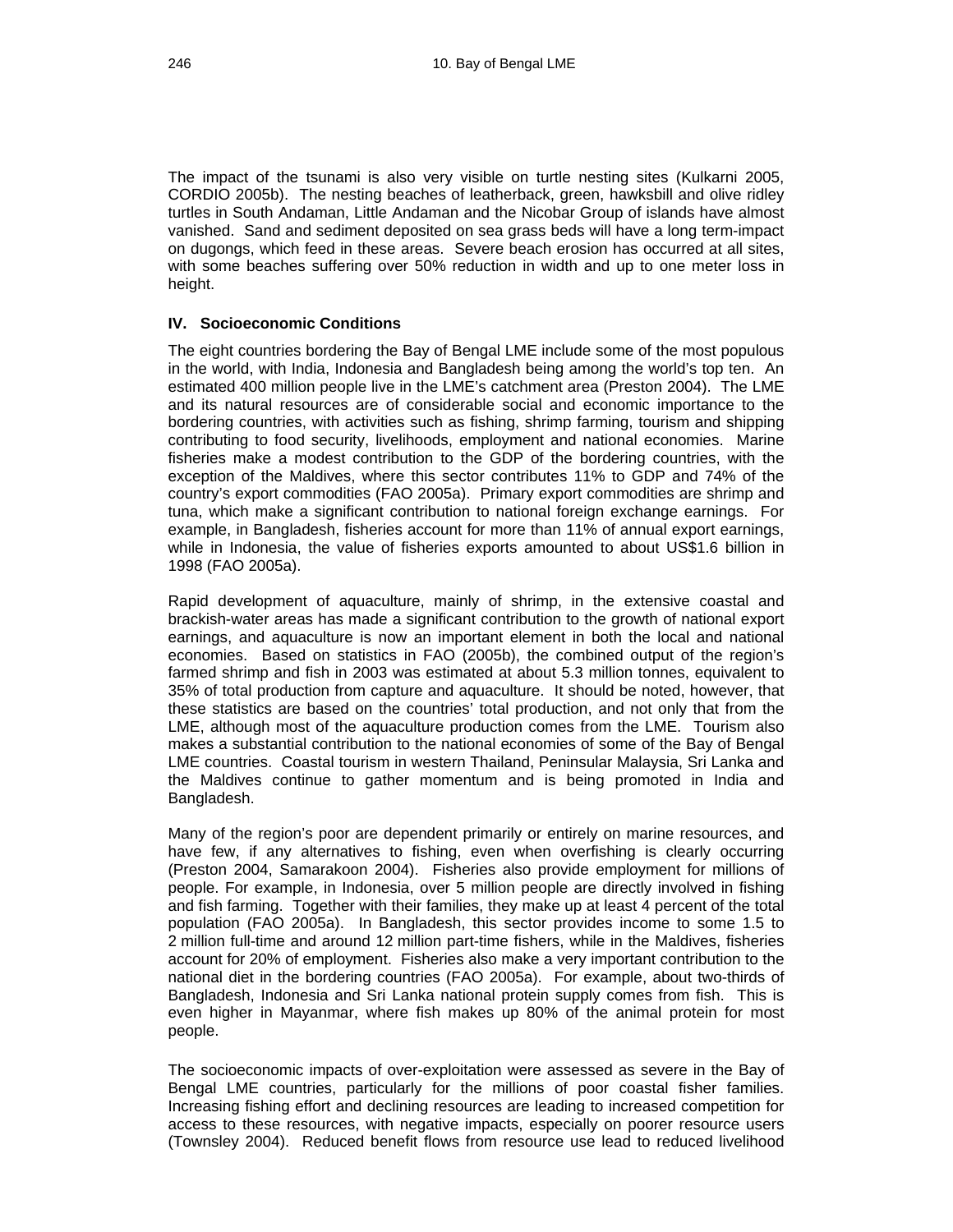The impact of the tsunami is also very visible on turtle nesting sites (Kulkarni 2005, CORDIO 2005b). The nesting beaches of leatherback, green, hawksbill and olive ridley turtles in South Andaman, Little Andaman and the Nicobar Group of islands have almost vanished. Sand and sediment deposited on sea grass beds will have a long term-impact on dugongs, which feed in these areas. Severe beach erosion has occurred at all sites, with some beaches suffering over 50% reduction in width and up to one meter loss in height.

## IV. Socioeconomic Conditions

The eight countries bordering the Bay of Bengal LME include some of the most populous in the world, with India, Indonesia and Bangladesh being among the world's top ten. An estimated 400 million people live in the LME's catchment area (Preston 2004). The LME and its natural resources are of considerable social and economic importance to the bordering countries, with activities such as fishing, shrimp farming, tourism and shipping contributing to food security, livelihoods, employment and national economies. Marine fisheries make a modest contribution to the GDP of the bordering countries, with the exception of the Maldives, where this sector contributes 11% to GDP and 74% of the country's export commodities (FAO 2005a). Primary export commodities are shrimp and tuna, which make a significant contribution to national foreign exchange earnings. For example, in Bangladesh, fisheries account for more than 11% of annual export earnings, while in Indonesia, the value of fisheries exports amounted to about US$1.6 billion in 1998 (FAO 2005a).

Rapid development of aquaculture, mainly of shrimp, in the extensive coastal and brackish-water areas has made a significant contribution to the growth of national export earnings, and aquaculture is now an important element in both the local and national economies. Based on statistics in FAO (2005b), the combined output of the region's farmed shrimp and fish in 2003 was estimated at about 5.3 million tonnes, equivalent to 35% of total production from capture and aquaculture. It should be noted, however, that these statistics are based on the countries' total production, and not only that from the LME, although most of the aquaculture production comes from the LME. Tourism also makes a substantial contribution to the national economies of some of the Bay of Bengal LME countries. Coastal tourism in western Thailand, Peninsular Malaysia, Sri Lanka and the Maldives continue to gather momentum and is being promoted in India and Bangladesh.

Many of the region's poor are dependent primarily or entirely on marine resources, and have few, if any alternatives to fishing, even when overfishing is clearly occurring (Preston 2004, Samarakoon 2004). Fisheries also provide employment for millions of people. For example, in Indonesia, over 5 million people are directly involved in fishing and fish farming. Together with their families, they make up at least 4 percent of the total population (FAO 2005a). In Bangladesh, this sector provides income to some 1.5 to 2 million full-time and around 12 million part-time fishers, while in the Maldives, fisheries account for 20% of employment. Fisheries also make a very important contribution to the national diet in the bordering countries (FAO 2005a). For example, about two-thirds of Bangladesh, Indonesia and Sri Lanka national protein supply comes from fish. This is even higher in Mayanmar, where fish makes up 80% of the animal protein for most people.

The socioeconomic impacts of over-exploitation were assessed as severe in the Bay of Bengal LME countries, particularly for the millions of poor coastal fisher families. Increasing fishing effort and declining resources are leading to increased competition for access to these resources, with negative impacts, especially on poorer resource users (Townsley 2004). Reduced benefit flows from resource use lead to reduced livelihood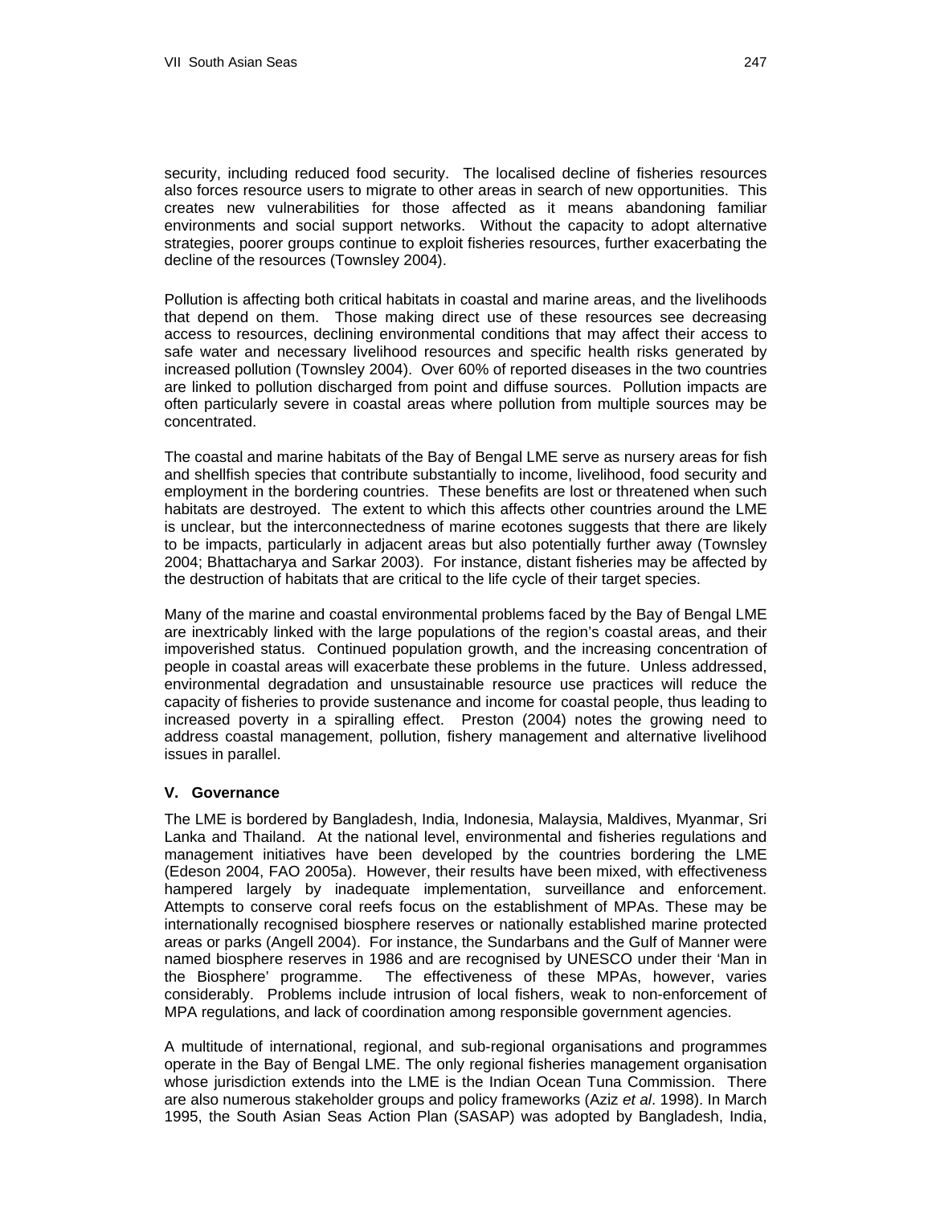security, including reduced food security. The localised decline of fisheries resources also forces resource users to migrate to other areas in search of new opportunities. This creates new vulnerabilities for those affected as it means abandoning familiar environments and social support networks. Without the capacity to adopt alternative strategies, poorer groups continue to exploit fisheries resources, further exacerbating the decline of the resources (Townsley 2004).

Pollution is affecting both critical habitats in coastal and marine areas, and the livelihoods that depend on them. Those making direct use of these resources see decreasing access to resources, declining environmental conditions that may affect their access to safe water and necessary livelihood resources and specific health risks generated by increased pollution (Townsley 2004). Over 60% of reported diseases in the two countries are linked to pollution discharged from point and diffuse sources. Pollution impacts are often particularly severe in coastal areas where pollution from multiple sources may be concentrated.

The coastal and marine habitats of the Bay of Bengal LME serve as nursery areas for fish and shellfish species that contribute substantially to income, livelihood, food security and employment in the bordering countries. These benefits are lost or threatened when such habitats are destroyed. The extent to which this affects other countries around the LME is unclear, but the interconnectedness of marine ecotones suggests that there are likely to be impacts, particularly in adjacent areas but also potentially further away (Townsley 2004; Bhattacharya and Sarkar 2003). For instance, distant fisheries may be affected by the destruction of habitats that are critical to the life cycle of their target species.

Many of the marine and coastal environmental problems faced by the Bay of Bengal LME are inextricably linked with the large populations of the region's coastal areas, and their impoverished status. Continued population growth, and the increasing concentration of people in coastal areas will exacerbate these problems in the future. Unless addressed, environmental degradation and unsustainable resource use practices will reduce the capacity of fisheries to provide sustenance and income for coastal people, thus leading to increased poverty in a spiralling effect. Preston (2004) notes the growing need to address coastal management, pollution, fishery management and alternative livelihood issues in parallel.

### V. Governance

The LME is bordered by Bangladesh, India, Indonesia, Malaysia, Maldives, Myanmar, Sri Lanka and Thailand. At the national level, environmental and fisheries regulations and management initiatives have been developed by the countries bordering the LME (Edeson 2004, FAO 2005a). However, their results have been mixed, with effectiveness hampered largely by inadequate implementation, surveillance and enforcement. Attempts to conserve coral reefs focus on the establishment of MPAs. These may be internationally recognised biosphere reserves or nationally established marine protected areas or parks (Angell 2004). For instance, the Sundarbans and the Gulf of Manner were named biosphere reserves in 1986 and are recognised by UNESCO under their 'Man in the Biosphere' programme. The effectiveness of these MPAs, however, varies considerably. Problems include intrusion of local fishers, weak to non-enforcement of MPA regulations, and lack of coordination among responsible government agencies.

A multitude of international, regional, and sub-regional organisations and programmes operate in the Bay of Bengal LME. The only regional fisheries management organisation whose jurisdiction extends into the LME is the Indian Ocean Tuna Commission. There are also numerous stakeholder groups and policy frameworks (Aziz *et al*. 1998). In March 1995, the South Asian Seas Action Plan (SASAP) was adopted by Bangladesh, India,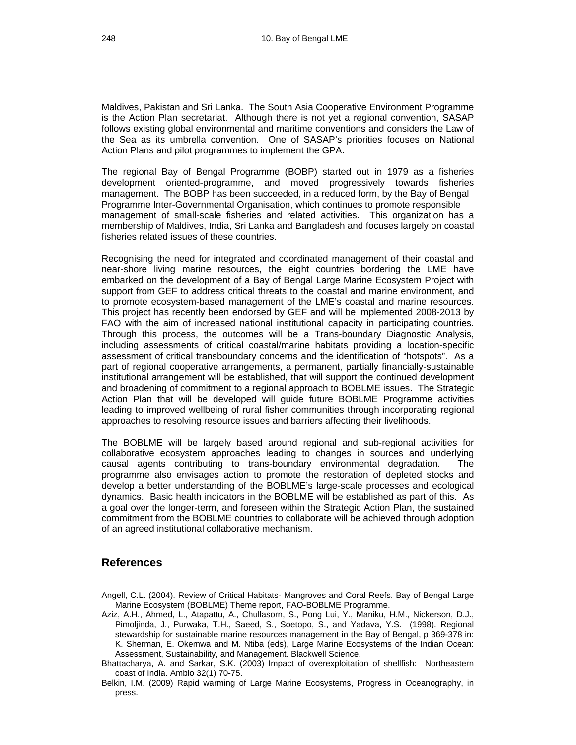Maldives, Pakistan and Sri Lanka. The South Asia Cooperative Environment Programme is the Action Plan secretariat. Although there is not yet a regional convention, SASAP follows existing global environmental and maritime conventions and considers the Law of the Sea as its umbrella convention. One of SASAP's priorities focuses on National Action Plans and pilot programmes to implement the GPA.

The regional Bay of Bengal Programme (BOBP) started out in 1979 as a fisheries development oriented-programme, and moved progressively towards fisheries management. The BOBP has been succeeded, in a reduced form, by the Bay of Bengal Programme Inter-Governmental Organisation, which continues to promote responsible management of small-scale fisheries and related activities. This organization has a membership of Maldives, India, Sri Lanka and Bangladesh and focuses largely on coastal fisheries related issues of these countries.

Recognising the need for integrated and coordinated management of their coastal and near-shore living marine resources, the eight countries bordering the LME have embarked on the development of a Bay of Bengal Large Marine Ecosystem Project with support from GEF to address critical threats to the coastal and marine environment, and to promote ecosystem-based management of the LME's coastal and marine resources. This project has recently been endorsed by GEF and will be implemented 2008-2013 by FAO with the aim of increased national institutional capacity in participating countries. Through this process, the outcomes will be a Trans-boundary Diagnostic Analysis, including assessments of critical coastal/marine habitats providing a location-specific assessment of critical transboundary concerns and the identification of "hotspots". As a part of regional cooperative arrangements, a permanent, partially financially-sustainable institutional arrangement will be established, that will support the continued development and broadening of commitment to a regional approach to BOBLME issues. The Strategic Action Plan that will be developed will guide future BOBLME Programme activities leading to improved wellbeing of rural fisher communities through incorporating regional approaches to resolving resource issues and barriers affecting their livelihoods.

The BOBLME will be largely based around regional and sub-regional activities for collaborative ecosystem approaches leading to changes in sources and underlying causal agents contributing to trans-boundary environmental degradation. The programme also envisages action to promote the restoration of depleted stocks and develop a better understanding of the BOBLME's large-scale processes and ecological dynamics. Basic health indicators in the BOBLME will be established as part of this. As a goal over the longer-term, and foreseen within the Strategic Action Plan, the sustained commitment from the BOBLME countries to collaborate will be achieved through adoption of an agreed institutional collaborative mechanism.

## References

Angell, C.L. (2004). Review of Critical Habitats- Mangroves and Coral Reefs. Bay of Bengal Large Marine Ecosystem (BOBLME) Theme report, FAO-BOBLME Programme.

Aziz, A.H., Ahmed, L., Atapattu, A., Chullasorn, S., Pong Lui, Y., Maniku, H.M., Nickerson, D.J., Pimoljinda, J., Purwaka, T.H., Saeed, S., Soetopo, S., and Yadava, Y.S. (1998). Regional stewardship for sustainable marine resources management in the Bay of Bengal, p 369-378 in: K. Sherman, E. Okemwa and M. Ntiba (eds), Large Marine Ecosystems of the Indian Ocean: Assessment, Sustainability, and Management. Blackwell Science.

Bhattacharya, A. and Sarkar, S.K. (2003) Impact of overexploitation of shellfish: Northeastern coast of India. Ambio 32(1) 70-75.

Belkin, I.M. (2009) Rapid warming of Large Marine Ecosystems, Progress in Oceanography, in press.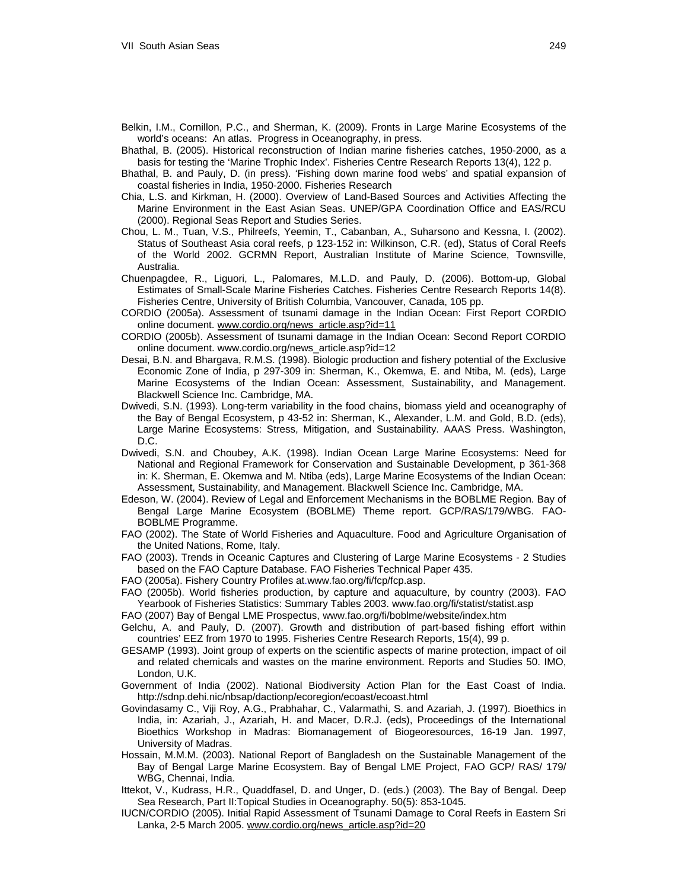Belkin, I.M., Cornillon, P.C., and Sherman, K. (2009). Fronts in Large Marine Ecosystems of the world's oceans: An atlas. Progress in Oceanography, in press.

Bhathal, B. (2005). Historical reconstruction of Indian marine fisheries catches, 1950-2000, as a basis for testing the 'Marine Trophic Index'. Fisheries Centre Research Reports 13(4), 122 p.

Bhathal, B. and Pauly, D. (in press). 'Fishing down marine food webs' and spatial expansion of coastal fisheries in India, 1950-2000. Fisheries Research

Chia, L.S. and Kirkman, H. (2000). Overview of Land-Based Sources and Activities Affecting the Marine Environment in the East Asian Seas. UNEP/GPA Coordination Office and EAS/RCU (2000). Regional Seas Report and Studies Series.

Chou, L. M., Tuan, V.S., Philreefs, Yeemin, T., Cabanban, A., Suharsono and Kessna, I. (2002). Status of Southeast Asia coral reefs, p 123-152 in: Wilkinson, C.R. (ed), Status of Coral Reefs of the World 2002. GCRMN Report, Australian Institute of Marine Science, Townsville, Australia.

Chuenpagdee, R., Liguori, L., Palomares, M.L.D. and Pauly, D. (2006). Bottom-up, Global Estimates of Small-Scale Marine Fisheries Catches. Fisheries Centre Research Reports 14(8). Fisheries Centre, University of British Columbia, Vancouver, Canada, 105 pp.

CORDIO (2005a). Assessment of tsunami damage in the Indian Ocean: First Report CORDIO online document. www.cordio.org/news_article.asp?id=11

CORDIO (2005b). Assessment of tsunami damage in the Indian Ocean: Second Report CORDIO online document. www.cordio.org/news_article.asp?id=12

Desai, B.N. and Bhargava, R.M.S. (1998). Biologic production and fishery potential of the Exclusive Economic Zone of India, p 297-309 in: Sherman, K., Okemwa, E. and Ntiba, M. (eds), Large Marine Ecosystems of the Indian Ocean: Assessment, Sustainability, and Management. Blackwell Science Inc. Cambridge, MA.

Dwivedi, S.N. (1993). Long-term variability in the food chains, biomass yield and oceanography of the Bay of Bengal Ecosystem, p 43-52 in: Sherman, K., Alexander, L.M. and Gold, B.D. (eds), Large Marine Ecosystems: Stress, Mitigation, and Sustainability. AAAS Press. Washington, D.C.

Dwivedi, S.N. and Choubey, A.K. (1998). Indian Ocean Large Marine Ecosystems: Need for National and Regional Framework for Conservation and Sustainable Development, p 361-368 in: K. Sherman, E. Okemwa and M. Ntiba (eds), Large Marine Ecosystems of the Indian Ocean: Assessment, Sustainability, and Management. Blackwell Science Inc. Cambridge, MA.

Edeson, W. (2004). Review of Legal and Enforcement Mechanisms in the BOBLME Region. Bay of Bengal Large Marine Ecosystem (BOBLME) Theme report. GCP/RAS/179/WBG. FAO-BOBLME Programme.

FAO (2002). The State of World Fisheries and Aquaculture. Food and Agriculture Organisation of the United Nations, Rome, Italy.

FAO (2003). Trends in Oceanic Captures and Clustering of Large Marine Ecosystems - 2 Studies based on the FAO Capture Database. FAO Fisheries Technical Paper 435.

FAO (2005a). Fishery Country Profiles at.www.fao.org/fi/fcp/fcp.asp.

FAO (2005b). World fisheries production, by capture and aquaculture, by country (2003). FAO Yearbook of Fisheries Statistics: Summary Tables 2003. www.fao.org/fi/statist/statist.asp

FAO (2007) Bay of Bengal LME Prospectus, www.fao.org/fi/boblme/website/index.htm

Gelchu, A. and Pauly, D. (2007). Growth and distribution of part-based fishing effort within countries' EEZ from 1970 to 1995. Fisheries Centre Research Reports, 15(4), 99 p.

GESAMP (1993). Joint group of experts on the scientific aspects of marine protection, impact of oil and related chemicals and wastes on the marine environment. Reports and Studies 50. IMO, London, U.K.

Government of India (2002). National Biodiversity Action Plan for the East Coast of India. http://sdnp.dehi.nic/nbsap/dactionp/ecoregion/ecoast/ecoast.html

Govindasamy C., Viji Roy, A.G., Prabhahar, C., Valarmathi, S. and Azariah, J. (1997). Bioethics in India, in: Azariah, J., Azariah, H. and Macer, D.R.J. (eds), Proceedings of the International Bioethics Workshop in Madras: Biomanagement of Biogeoresources, 16-19 Jan. 1997, University of Madras.

Hossain, M.M.M. (2003). National Report of Bangladesh on the Sustainable Management of the Bay of Bengal Large Marine Ecosystem. Bay of Bengal LME Project, FAO GCP/ RAS/ 179/ WBG, Chennai, India.

Ittekot, V., Kudrass, H.R., Quaddfasel, D. and Unger, D. (eds.) (2003). The Bay of Bengal. Deep Sea Research, Part II:Topical Studies in Oceanography. 50(5): 853-1045.

IUCN/CORDIO (2005). Initial Rapid Assessment of Tsunami Damage to Coral Reefs in Eastern Sri Lanka, 2-5 March 2005. www.cordio.org/news_article.asp?id=20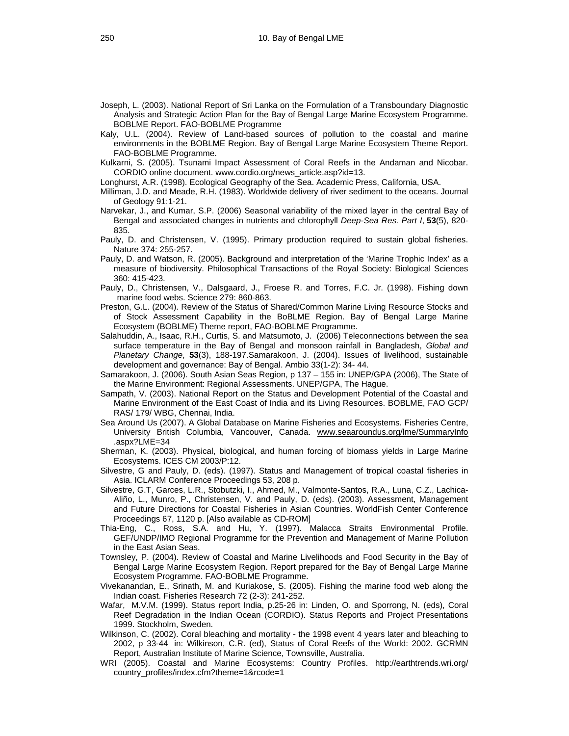Joseph, L. (2003). National Report of Sri Lanka on the Formulation of a Transboundary Diagnostic Analysis and Strategic Action Plan for the Bay of Bengal Large Marine Ecosystem Programme. BOBLME Report. FAO-BOBLME Programme

Kaly, U.L. (2004). Review of Land-based sources of pollution to the coastal and marine environments in the BOBLME Region. Bay of Bengal Large Marine Ecosystem Theme Report. FAO-BOBLME Programme.

Kulkarni, S. (2005). Tsunami Impact Assessment of Coral Reefs in the Andaman and Nicobar. CORDIO online document. www.cordio.org/news_article.asp?id=13.

Longhurst, A.R. (1998). Ecological Geography of the Sea. Academic Press, California, USA.

Milliman, J.D. and Meade, R.H. (1983). Worldwide delivery of river sediment to the oceans. Journal of Geology 91:1-21.

Narvekar, J., and Kumar, S.P. (2006) Seasonal variability of the mixed layer in the central Bay of Bengal and associated changes in nutrients and chlorophyll *Deep-Sea Res. Part I*, **53**(5), 820-835.

Pauly, D. and Christensen, V. (1995). Primary production required to sustain global fisheries. Nature 374: 255-257.

Pauly, D. and Watson, R. (2005). Background and interpretation of the 'Marine Trophic Index' as a measure of biodiversity. Philosophical Transactions of the Royal Society: Biological Sciences 360: 415-423.

Pauly, D., Christensen, V., Dalsgaard, J., Froese R. and Torres, F.C. Jr. (1998). Fishing down marine food webs. Science 279: 860-863.

Preston, G.L. (2004). Review of the Status of Shared/Common Marine Living Resource Stocks and of Stock Assessment Capability in the BoBLME Region. Bay of Bengal Large Marine Ecosystem (BOBLME) Theme report, FAO-BOBLME Programme.

Salahuddin, A., Isaac, R.H., Curtis, S. and Matsumoto, J. (2006) Teleconnections between the sea surface temperature in the Bay of Bengal and monsoon rainfall in Bangladesh, *Global and Planetary Change*, **53**(3), 188-197.Samarakoon, J. (2004). Issues of livelihood, sustainable development and governance: Bay of Bengal. Ambio 33(1-2): 34- 44.

Samarakoon, J. (2006). South Asian Seas Region, p 137 – 155 in: UNEP/GPA (2006), The State of the Marine Environment: Regional Assessments. UNEP/GPA, The Hague.

Sampath, V. (2003). National Report on the Status and Development Potential of the Coastal and Marine Environment of the East Coast of India and its Living Resources. BOBLME, FAO GCP/ RAS/ 179/ WBG, Chennai, India.

Sea Around Us (2007). A Global Database on Marine Fisheries and Ecosystems. Fisheries Centre, University British Columbia, Vancouver, Canada. www.seaaroundus.org/lme/SummaryInfo.aspx?LME=34

Sherman, K. (2003). Physical, biological, and human forcing of biomass yields in Large Marine Ecosystems. ICES CM 2003/P:12.

Silvestre, G and Pauly, D. (eds). (1997). Status and Management of tropical coastal fisheries in Asia. ICLARM Conference Proceedings 53, 208 p.

Silvestre, G.T, Garces, L.R., Stobutzki, I., Ahmed, M., Valmonte-Santos, R.A., Luna, C.Z., Lachica-Aliño, L., Munro, P., Christensen, V. and Pauly, D. (eds). (2003). Assessment, Management and Future Directions for Coastal Fisheries in Asian Countries. WorldFish Center Conference Proceedings 67, 1120 p. [Also available as CD-ROM]

Thia-Eng, C., Ross, S.A. and Hu, Y. (1997). Malacca Straits Environmental Profile. GEF/UNDP/IMO Regional Programme for the Prevention and Management of Marine Pollution in the East Asian Seas.

Townsley, P. (2004). Review of Coastal and Marine Livelihoods and Food Security in the Bay of Bengal Large Marine Ecosystem Region. Report prepared for the Bay of Bengal Large Marine Ecosystem Programme. FAO-BOBLME Programme.

Vivekanandan, E., Srinath, M. and Kuriakose, S. (2005). Fishing the marine food web along the Indian coast. Fisheries Research 72 (2-3): 241-252.

Wafar, M.V.M. (1999). Status report India, p.25-26 in: Linden, O. and Sporrong, N. (eds), Coral Reef Degradation in the Indian Ocean (CORDIO). Status Reports and Project Presentations 1999. Stockholm, Sweden.

Wilkinson, C. (2002). Coral bleaching and mortality - the 1998 event 4 years later and bleaching to 2002, p 33-44 in: Wilkinson, C.R. (ed), Status of Coral Reefs of the World: 2002. GCRMN Report, Australian Institute of Marine Science, Townsville, Australia.

WRI (2005). Coastal and Marine Ecosystems: Country Profiles. http://earthtrends.wri.org/country_profiles/index.cfm?theme=1&rcode=1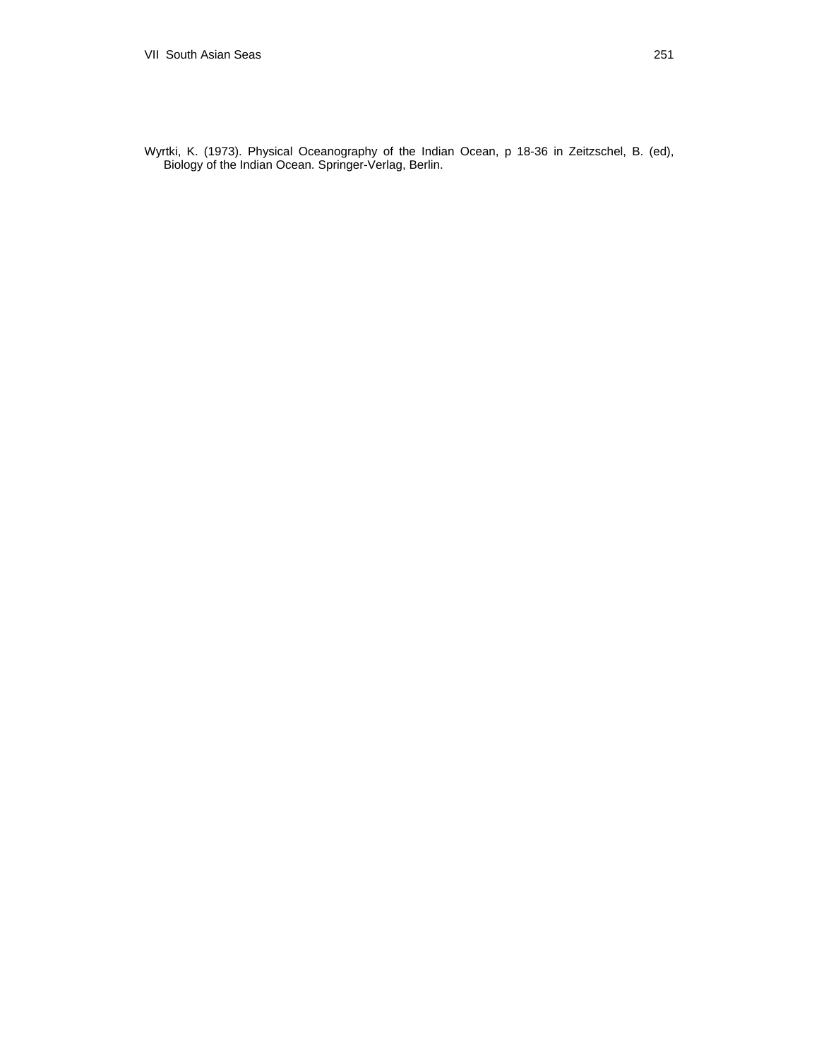Wyrtki, K. (1973). Physical Oceanography of the Indian Ocean, p 18-36 in Zeitzschel, B. (ed), Biology of the Indian Ocean. Springer-Verlag, Berlin.